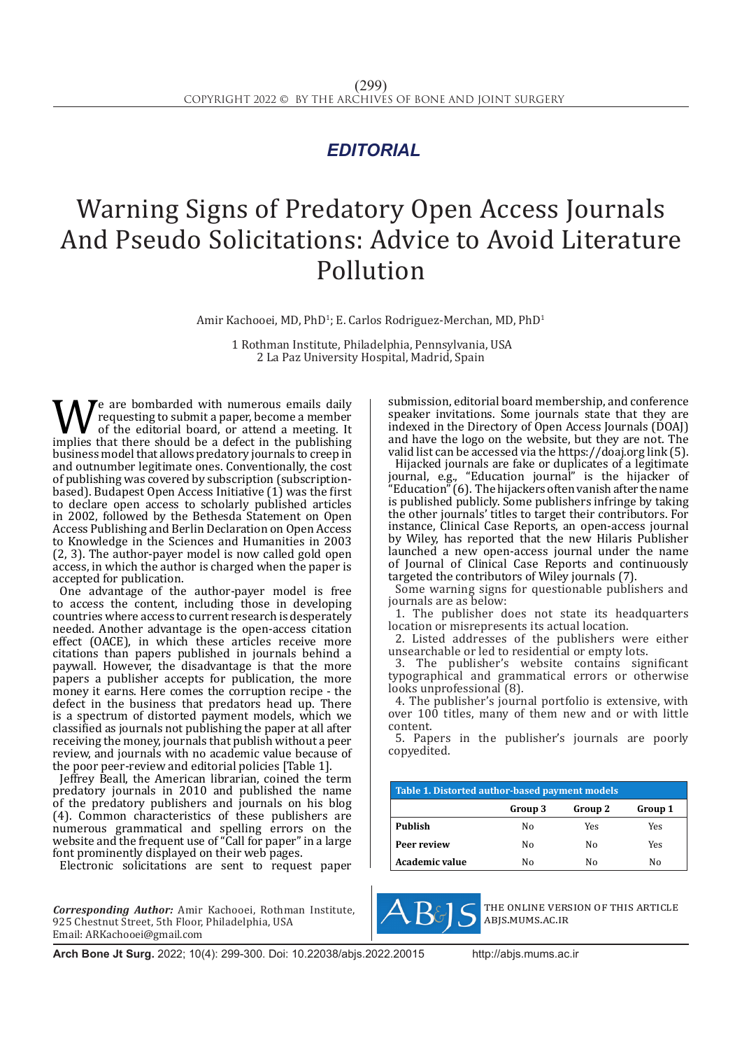EDITORIAL

# Warning Signs of Predatory Open Access Journals And Pseudo Solicitations: Advice to Avoid Literature Pollution

Amir Kachooei, MD, PhD[1]; E. Carlos Rodriguez-Merchan, MD, PhD[1]

1 Rothman Institute, Philadelphia, Pennsylvania, USA
2 La Paz University Hospital, Madrid, Spain

We are bombarded with numerous emails daily requesting to submit a paper, become a member of the editorial board, or attend a meeting. It implies that there should be a defect in the publishing business model that allows predatory journals to creep in and outnumber legitimate ones. Conventionally, the cost of publishing was covered by subscription (subscription-based). Budapest Open Access Initiative (1) was the first to declare open access to scholarly published articles in 2002, followed by the Bethesda Statement on Open Access Publishing and Berlin Declaration on Open Access to Knowledge in the Sciences and Humanities in 2003 (2, 3). The author-payer model is now called gold open access, in which the author is charged when the paper is accepted for publication.

One advantage of the author-payer model is free to access the content, including those in developing countries where access to current research is desperately needed. Another advantage is the open-access citation effect (OACE), in which these articles receive more citations than papers published in journals behind a paywall. However, the disadvantage is that the more papers a publisher accepts for publication, the more money it earns. Here comes the corruption recipe - the defect in the business that predators head up. There is a spectrum of distorted payment models, which we classified as journals not publishing the paper at all after receiving the money, journals that publish without a peer review, and journals with no academic value because of the poor peer-review and editorial policies [Table 1].

Jeffrey Beall, the American librarian, coined the term predatory journals in 2010 and published the name of the predatory publishers and journals on his blog (4). Common characteristics of these publishers are numerous grammatical and spelling errors on the website and the frequent use of "Call for paper" in a large font prominently displayed on their web pages.

Electronic solicitations are sent to request paper submission, editorial board membership, and conference speaker invitations. Some journals state that they are indexed in the Directory of Open Access Journals (DOAJ) and have the logo on the website, but they are not. The valid list can be accessed via the https://doaj.org link (5).

Hijacked journals are fake or duplicates of a legitimate journal, e.g., "Education journal" is the hijacker of "Education" (6). The hijackers often vanish after the name is published publicly. Some publishers infringe by taking the other journals' titles to target their contributors. For instance, Clinical Case Reports, an open-access journal by Wiley, has reported that the new Hilaris Publisher launched a new open-access journal under the name of Journal of Clinical Case Reports and continuously targeted the contributors of Wiley journals (7).

Some warning signs for questionable publishers and journals are as below:

1. The publisher does not state its headquarters location or misrepresents its actual location.
2. Listed addresses of the publishers were either unsearchable or led to residential or empty lots.
3. The publisher's website contains significant typographical and grammatical errors or otherwise looks unprofessional (8).
4. The publisher's journal portfolio is extensive, with over 100 titles, many of them new and or with little content.
5. Papers in the publisher's journals are poorly copyedited.

**Table 1. Distorted author-based payment models**

| | Group 3 | Group 2 | Group 1 |
|---|---|---|---|
| **Publish** | No | Yes | Yes |
| **Peer review** | No | No | Yes |
| **Academic value** | No | No | No |

***Corresponding Author:*** Amir Kachooei, Rothman Institute, 925 Chestnut Street, 5th Floor, Philadelphia, USA
Email: ARKachooei@gmail.com

THE ONLINE VERSION OF THIS ARTICLE ABJS.MUMS.AC.IR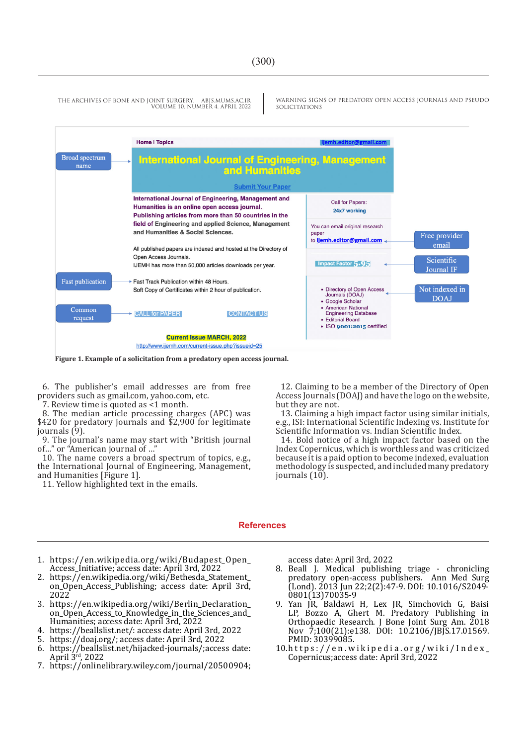Figure 1. Example of a solicitation from a predatory open access journal.

6. The publisher's email addresses are from free providers such as gmail.com, yahoo.com, etc.
7. Review time is quoted as <1 month.
8. The median article processing charges (APC) was $420 for predatory journals and $2,900 for legitimate journals (9).
9. The journal's name may start with "British journal of..." or "American journal of ..."
10. The name covers a broad spectrum of topics, e.g., the International Journal of Engineering, Management, and Humanities [Figure 1].
11. Yellow highlighted text in the emails.
12. Claiming to be a member of the Directory of Open Access Journals (DOAJ) and have the logo on the website, but they are not.
13. Claiming a high impact factor using similar initials, e.g., ISI: International Scientific Indexing vs. Institute for Scientific Information vs. Indian Scientific Index.
14. Bold notice of a high impact factor based on the Index Copernicus, which is worthless and was criticized because it is a paid option to become indexed, evaluation methodology is suspected, and included many predatory journals (10).

## References

1. https://en.wikipedia.org/wiki/Budapest_Open_Access_Initiative; access date: April 3rd, 2022
2. https://en.wikipedia.org/wiki/Bethesda_Statement_on_Open_Access_Publishing; access date: April 3rd, 2022
3. https://en.wikipedia.org/wiki/Berlin_Declaration_on_Open_Access_to_Knowledge_in_the_Sciences_and_Humanities; access date: April 3rd, 2022
4. https://beallslist.net/: access date: April 3rd, 2022
5. https://doaj.org/; access date: April 3rd, 2022
6. https://beallslist.net/hijacked-journals/;access date: April 3rd, 2022
7. https://onlinelibrary.wiley.com/journal/20500904; access date: April 3rd, 2022
8. Beall J. Medical publishing triage - chronicling predatory open-access publishers. Ann Med Surg (Lond). 2013 Jun 22;2(2):47-9. DOI: 10.1016/S2049-0801(13)70035-9
9. Yan JR, Baldawi H, Lex JR, Simchovich G, Baisi LP, Bozzo A, Ghert M. Predatory Publishing in Orthopaedic Research. J Bone Joint Surg Am. 2018 Nov 7;100(21):e138. DOI: 10.2106/JBJS.17.01569. PMID: 30399085.
10. https://en.wikipedia.org/wiki/Index_Copernicus;access date: April 3rd, 2022